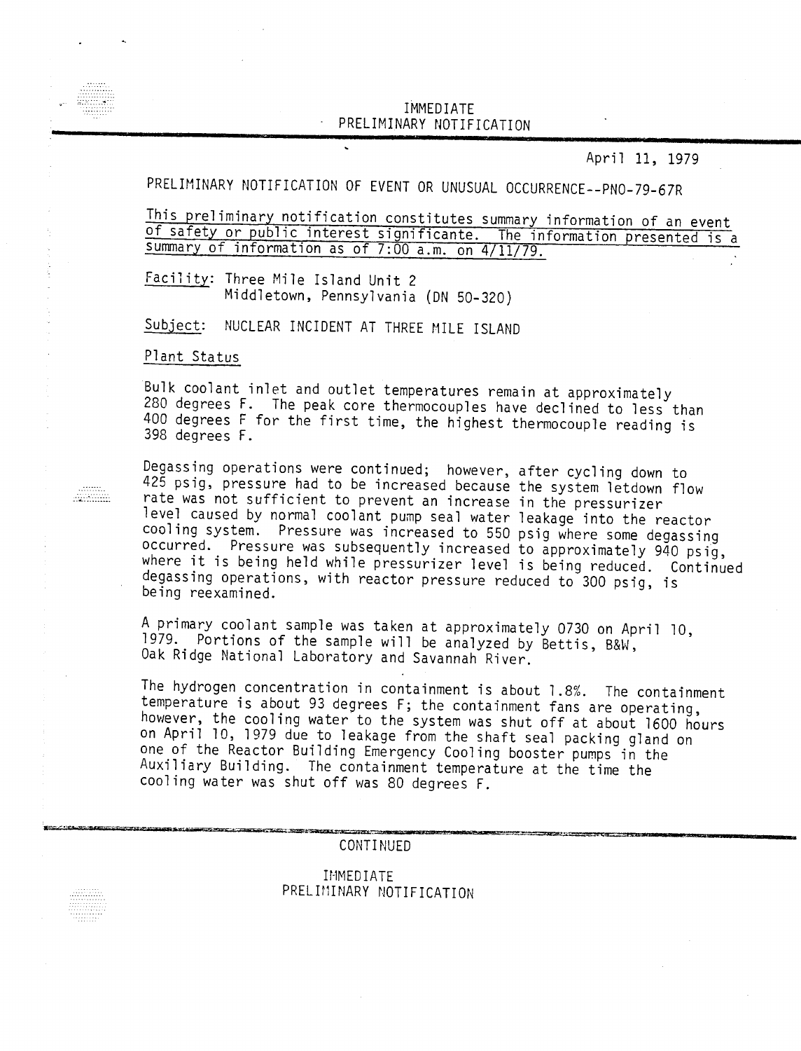IMMEDIATE
PRELIMINARY NOTIFICATION

April 11, 1979

PRELIMINARY NOTIFICATION OF EVENT OR UNUSUAL OCCURRENCE--PNO-79-67R

<u>This preliminary notification constitutes summary information of an event of safety or public interest significante. The information presented is a summary of information as of 7:00 a.m. on 4/11/79.</u>

<u>Facility</u>: Three Mile Island Unit 2
Middletown, Pennsylvania (DN 50-320)

<u>Subject</u>: NUCLEAR INCIDENT AT THREE MILE ISLAND

<u>Plant Status</u>

Bulk coolant inlet and outlet temperatures remain at approximately 280 degrees F. The peak core thermocouples have declined to less than 400 degrees F for the first time, the highest thermocouple reading is 398 degrees F.

Degassing operations were continued; however, after cycling down to 425 psig, pressure had to be increased because the system letdown flow rate was not sufficient to prevent an increase in the pressurizer level caused by normal coolant pump seal water leakage into the reactor cooling system. Pressure was increased to 550 psig where some degassing occurred. Pressure was subsequently increased to approximately 940 psig, where it is being held while pressurizer level is being reduced. Continued degassing operations, with reactor pressure reduced to 300 psig, is being reexamined.

A primary coolant sample was taken at approximately 0730 on April 10, 1979. Portions of the sample will be analyzed by Bettis, B&W, Oak Ridge National Laboratory and Savannah River.

The hydrogen concentration in containment is about 1.8%. The containment temperature is about 93 degrees F; the containment fans are operating, however, the cooling water to the system was shut off at about 1600 hours on April 10, 1979 due to leakage from the shaft seal packing gland on one of the Reactor Building Emergency Cooling booster pumps in the Auxiliary Building. The containment temperature at the time the cooling water was shut off was 80 degrees F.

CONTINUED

IMMEDIATE
PRELIMINARY NOTIFICATION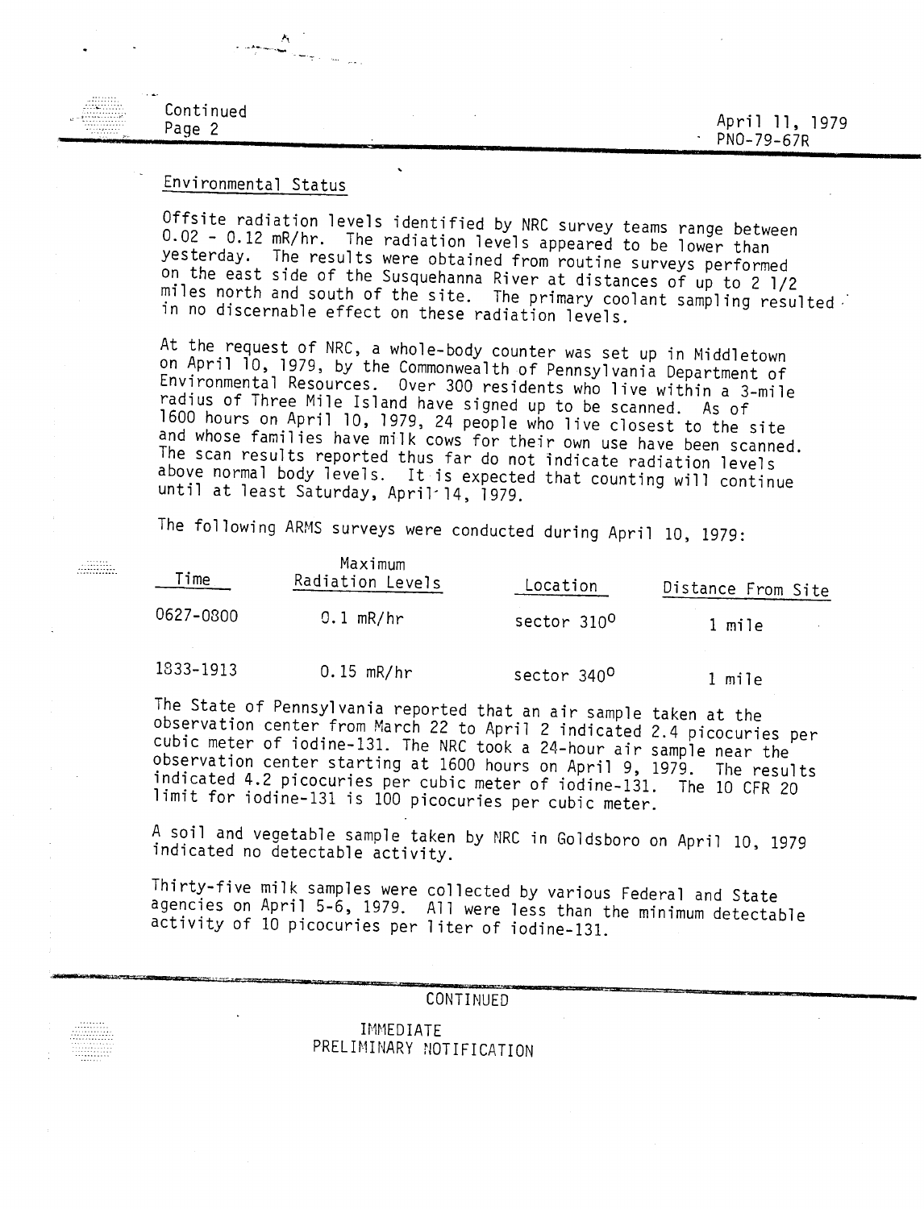## Environmental Status

Offsite radiation levels identified by NRC survey teams range between 0.02 - 0.12 mR/hr. The radiation levels appeared to be lower than yesterday. The results were obtained from routine surveys performed on the east side of the Susquehanna River at distances of up to 2 1/2 miles north and south of the site. The primary coolant sampling resulted in no discernable effect on these radiation levels.

At the request of NRC, a whole-body counter was set up in Middletown on April 10, 1979, by the Commonwealth of Pennsylvania Department of Environmental Resources. Over 300 residents who live within a 3-mile radius of Three Mile Island have signed up to be scanned. As of 1600 hours on April 10, 1979, 24 people who live closest to the site and whose families have milk cows for their own use have been scanned. The scan results reported thus far do not indicate radiation levels above normal body levels. It is expected that counting will continue until at least Saturday, April 14, 1979.

The following ARMS surveys were conducted during April 10, 1979:

| Time | Maximum Radiation Levels | Location | Distance From Site |
|---|---|---|---|
| 0627-0800 | 0.1 mR/hr | sector 310° | 1 mile |
| 1833-1913 | 0.15 mR/hr | sector 340° | 1 mile |

The State of Pennsylvania reported that an air sample taken at the observation center from March 22 to April 2 indicated 2.4 picocuries per cubic meter of iodine-131. The NRC took a 24-hour air sample near the observation center starting at 1600 hours on April 9, 1979. The results indicated 4.2 picocuries per cubic meter of iodine-131. The 10 CFR 20 limit for iodine-131 is 100 picocuries per cubic meter.

A soil and vegetable sample taken by NRC in Goldsboro on April 10, 1979 indicated no detectable activity.

Thirty-five milk samples were collected by various Federal and State agencies on April 5-6, 1979. All were less than the minimum detectable activity of 10 picocuries per liter of iodine-131.

CONTINUED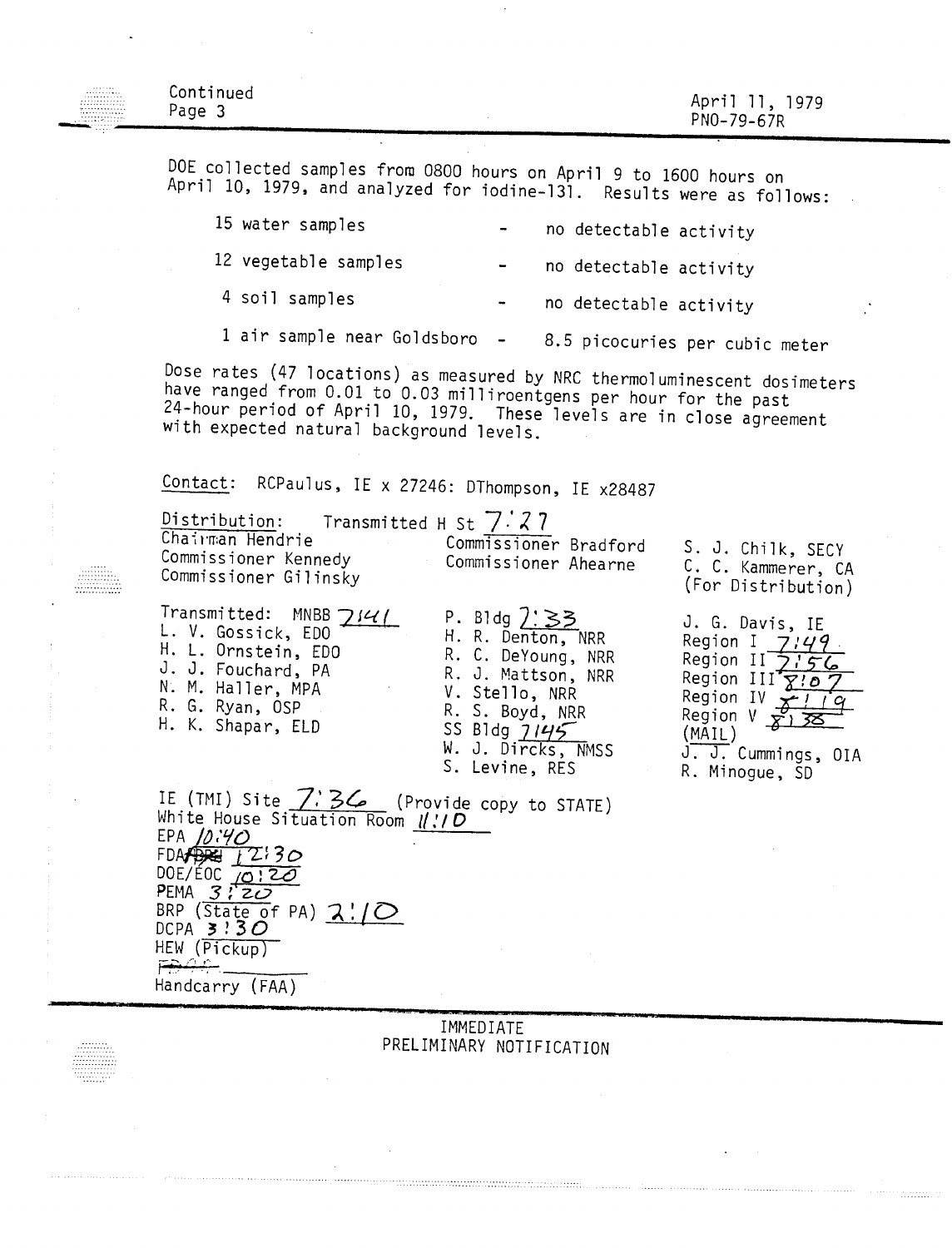DOE collected samples from 0800 hours on April 9 to 1600 hours on April 10, 1979, and analyzed for iodine-131. Results were as follows:

| | | |
|---|---|---|
| 15 water samples | - | no detectable activity |
| 12 vegetable samples | - | no detectable activity |
| 4 soil samples | - | no detectable activity |
| 1 air sample near Goldsboro | - | 8.5 picocuries per cubic meter |

Dose rates (47 locations) as measured by NRC thermoluminescent dosimeters have ranged from 0.01 to 0.03 milliroentgens per hour for the past 24-hour period of April 10, 1979. These levels are in close agreement with expected natural background levels.

Contact: RCPaulus, IE x 27246: DThompson, IE x28487

Distribution: Transmitted H St 7:27

Chairman Hendrie
Commissioner Kennedy
Commissioner Gilinsky
Commissioner Bradford
Commissioner Ahearne
S. J. Chilk, SECY
C. C. Kammerer, CA
(For Distribution)

Transmitted: MNBB 7:41
L. V. Gossick, EDO
H. L. Ornstein, EDO
J. J. Fouchard, PA
N. M. Haller, MPA
R. G. Ryan, OSP
H. K. Shapar, ELD

P. Bldg 7:33
H. R. Denton, NRR
R. C. DeYoung, NRR
R. J. Mattson, NRR
V. Stello, NRR
R. S. Boyd, NRR
SS Bldg 7:45
W. J. Dircks, NMSS
S. Levine, RES

J. G. Davis, IE
Region I 7:49
Region II 7:56
Region III 8:07
Region IV 8:19
Region V 8:38
(MAIL)
J. J. Cummings, OIA
R. Minogue, SD

IE (TMI) Site 7:36 (Provide copy to STATE)
White House Situation Room 11:10
EPA 10:40
FDA 12:30
DOE/EOC 10:20
PEMA 3:20
BRP (State of PA) 2:10
DCPA 3:30
HEW (Pickup)
~~FPA~~
Handcarry (FAA)

IMMEDIATE
PRELIMINARY NOTIFICATION